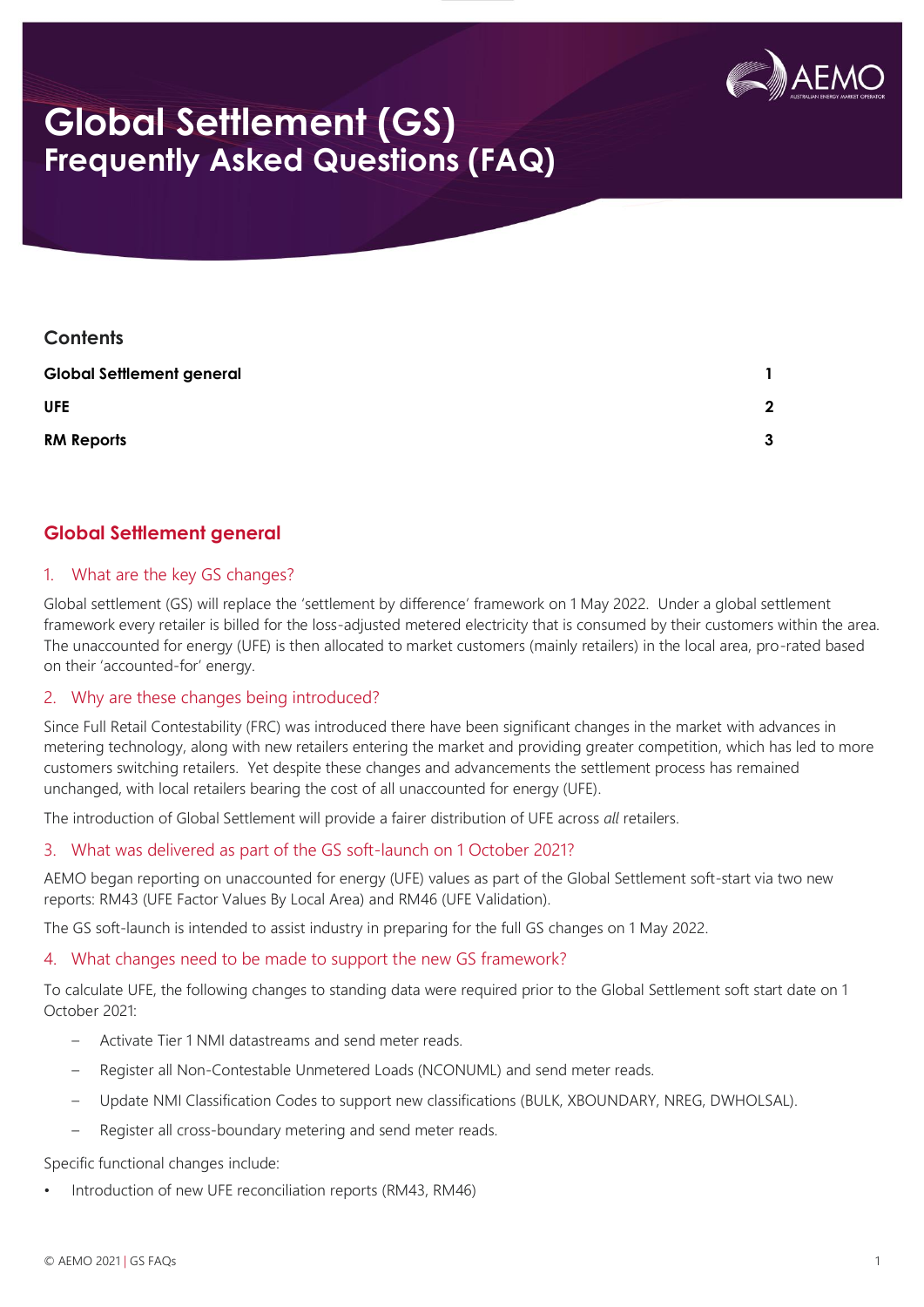# Global Settlement (GS)
## Frequently Asked Questions (FAQ)

## Contents

| | |
|---|---|
| **Global Settlement general** | **1** |
| **UFE** | **2** |
| **RM Reports** | **3** |

## Global Settlement general

### 1. What are the key GS changes?

Global settlement (GS) will replace the 'settlement by difference' framework on 1 May 2022. Under a global settlement framework every retailer is billed for the loss-adjusted metered electricity that is consumed by their customers within the area. The unaccounted for energy (UFE) is then allocated to market customers (mainly retailers) in the local area, pro-rated based on their 'accounted-for' energy.

### 2. Why are these changes being introduced?

Since Full Retail Contestability (FRC) was introduced there have been significant changes in the market with advances in metering technology, along with new retailers entering the market and providing greater competition, which has led to more customers switching retailers. Yet despite these changes and advancements the settlement process has remained unchanged, with local retailers bearing the cost of all unaccounted for energy (UFE).

The introduction of Global Settlement will provide a fairer distribution of UFE across *all* retailers.

### 3. What was delivered as part of the GS soft-launch on 1 October 2021?

AEMO began reporting on unaccounted for energy (UFE) values as part of the Global Settlement soft-start via two new reports: RM43 (UFE Factor Values By Local Area) and RM46 (UFE Validation).

The GS soft-launch is intended to assist industry in preparing for the full GS changes on 1 May 2022.

### 4. What changes need to be made to support the new GS framework?

To calculate UFE, the following changes to standing data were required prior to the Global Settlement soft start date on 1 October 2021:

- Activate Tier 1 NMI datastreams and send meter reads.
- Register all Non-Contestable Unmetered Loads (NCONUML) and send meter reads.
- Update NMI Classification Codes to support new classifications (BULK, XBOUNDARY, NREG, DWHOLSAL).
- Register all cross-boundary metering and send meter reads.

Specific functional changes include:

- Introduction of new UFE reconciliation reports (RM43, RM46)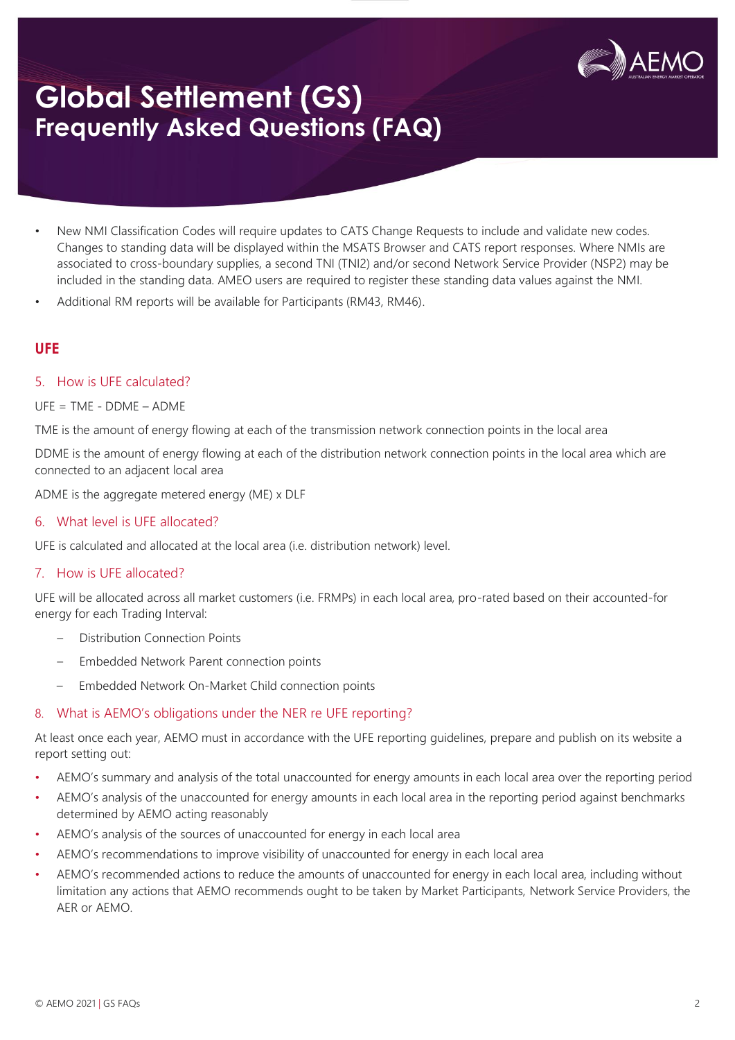# Global Settlement (GS)
## Frequently Asked Questions (FAQ)

- New NMI Classification Codes will require updates to CATS Change Requests to include and validate new codes. Changes to standing data will be displayed within the MSATS Browser and CATS report responses. Where NMIs are associated to cross-boundary supplies, a second TNI (TNI2) and/or second Network Service Provider (NSP2) may be included in the standing data. AMEO users are required to register these standing data values against the NMI.
- Additional RM reports will be available for Participants (RM43, RM46).

## UFE

### 5. How is UFE calculated?

UFE = TME - DDME – ADME

TME is the amount of energy flowing at each of the transmission network connection points in the local area

DDME is the amount of energy flowing at each of the distribution network connection points in the local area which are connected to an adjacent local area

ADME is the aggregate metered energy (ME) x DLF

### 6. What level is UFE allocated?

UFE is calculated and allocated at the local area (i.e. distribution network) level.

### 7. How is UFE allocated?

UFE will be allocated across all market customers (i.e. FRMPs) in each local area, pro-rated based on their accounted-for energy for each Trading Interval:

- Distribution Connection Points
- Embedded Network Parent connection points
- Embedded Network On-Market Child connection points

### 8. What is AEMO's obligations under the NER re UFE reporting?

At least once each year, AEMO must in accordance with the UFE reporting guidelines, prepare and publish on its website a report setting out:

- AEMO's summary and analysis of the total unaccounted for energy amounts in each local area over the reporting period
- AEMO's analysis of the unaccounted for energy amounts in each local area in the reporting period against benchmarks determined by AEMO acting reasonably
- AEMO's analysis of the sources of unaccounted for energy in each local area
- AEMO's recommendations to improve visibility of unaccounted for energy in each local area
- AEMO's recommended actions to reduce the amounts of unaccounted for energy in each local area, including without limitation any actions that AEMO recommends ought to be taken by Market Participants, Network Service Providers, the AER or AEMO.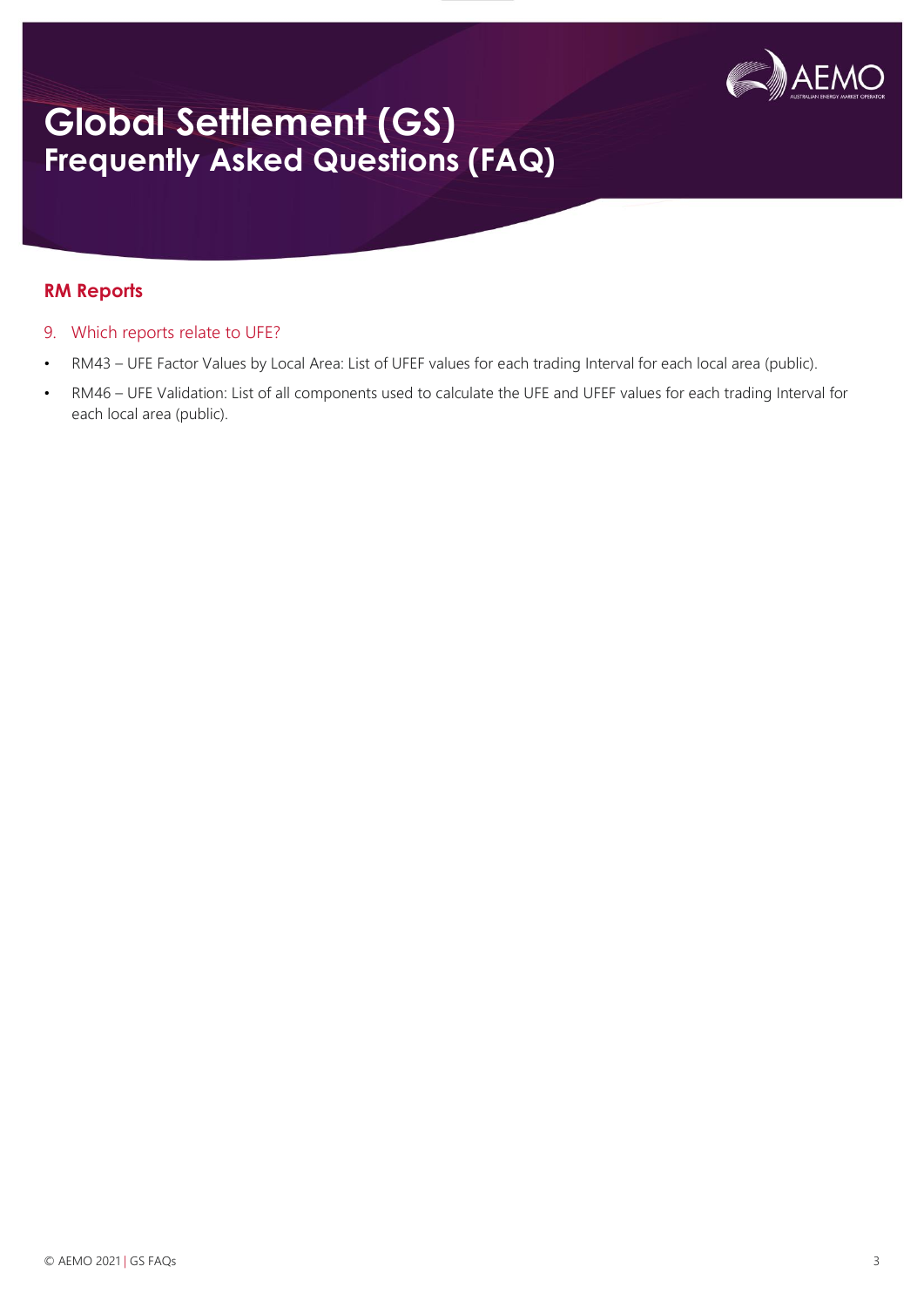# Global Settlement (GS)
## Frequently Asked Questions (FAQ)

## RM Reports

9. Which reports relate to UFE?

- RM43 – UFE Factor Values by Local Area: List of UFEF values for each trading Interval for each local area (public).
- RM46 – UFE Validation: List of all components used to calculate the UFE and UFEF values for each trading Interval for each local area (public).